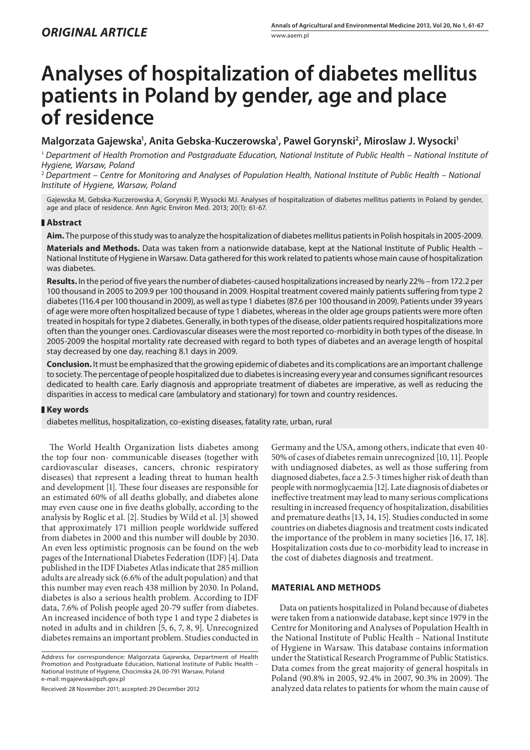*ORIGINAL ARTICLE*

# Analyses of hospitalization of diabetes mellitus patients in Poland by gender, age and place of residence

**Malgorzata Gajewska[1], Anita Gebska-Kuczerowska[1], Pawel Gorynski[2], Miroslaw J. Wysocki[1]**

[1] *Department of Health Promotion and Postgraduate Education, National Institute of Public Health – National Institute of Hygiene, Warsaw, Poland*

[2] *Department – Centre for Monitoring and Analyses of Population Health, National Institute of Public Health – National Institute of Hygiene, Warsaw, Poland*

Gajewska M, Gebska-Kuczerowska A, Gorynski P, Wysocki MJ. Analyses of hospitalization of diabetes mellitus patients in Poland by gender, age and place of residence. Ann Agric Environ Med. 2013; 20(1): 61-67.

## Abstract

**Aim.** The purpose of this study was to analyze the hospitalization of diabetes mellitus patients in Polish hospitals in 2005-2009.

**Materials and Methods.** Data was taken from a nationwide database, kept at the National Institute of Public Health – National Institute of Hygiene in Warsaw. Data gathered for this work related to patients whose main cause of hospitalization was diabetes.

**Results.** In the period of five years the number of diabetes-caused hospitalizations increased by nearly 22% – from 172.2 per 100 thousand in 2005 to 209.9 per 100 thousand in 2009. Hospital treatment covered mainly patients suffering from type 2 diabetes (116.4 per 100 thousand in 2009), as well as type 1 diabetes (87.6 per 100 thousand in 2009). Patients under 39 years of age were more often hospitalized because of type 1 diabetes, whereas in the older age groups patients were more often treated in hospitals for type 2 diabetes. Generally, in both types of the disease, older patients required hospitalizations more often than the younger ones. Cardiovascular diseases were the most reported co-morbidity in both types of the disease. In 2005-2009 the hospital mortality rate decreased with regard to both types of diabetes and an average length of hospital stay decreased by one day, reaching 8.1 days in 2009.

**Conclusion.** It must be emphasized that the growing epidemic of diabetes and its complications are an important challenge to society. The percentage of people hospitalized due to diabetes is increasing every year and consumes significant resources dedicated to health care. Early diagnosis and appropriate treatment of diabetes are imperative, as well as reducing the disparities in access to medical care (ambulatory and stationary) for town and country residences.

## Key words

diabetes mellitus, hospitalization, co-existing diseases, fatality rate, urban, rural

The World Health Organization lists diabetes among the top four non- communicable diseases (together with cardiovascular diseases, cancers, chronic respiratory diseases) that represent a leading threat to human health and development [1]. These four diseases are responsible for an estimated 60% of all deaths globally, and diabetes alone may even cause one in five deaths globally, according to the analysis by Roglic et al. [2]. Studies by Wild et al. [3] showed that approximately 171 million people worldwide suffered from diabetes in 2000 and this number will double by 2030. An even less optimistic prognosis can be found on the web pages of the International Diabetes Federation (IDF) [4]. Data published in the IDF Diabetes Atlas indicate that 285 million adults are already sick (6.6% of the adult population) and that this number may even reach 438 million by 2030. In Poland, diabetes is also a serious health problem. According to IDF data, 7.6% of Polish people aged 20-79 suffer from diabetes. An increased incidence of both type 1 and type 2 diabetes is noted in adults and in children [5, 6, 7, 8, 9]. Unrecognized diabetes remains an important problem. Studies conducted in Germany and the USA, among others, indicate that even 40-50% of cases of diabetes remain unrecognized [10, 11]. People with undiagnosed diabetes, as well as those suffering from diagnosed diabetes, face a 2.5-3 times higher risk of death than people with normoglycaemia [12]. Late diagnosis of diabetes or ineffective treatment may lead to many serious complications resulting in increased frequency of hospitalization, disabilities and premature deaths [13, 14, 15]. Studies conducted in some countries on diabetes diagnosis and treatment costs indicated the importance of the problem in many societies [16, 17, 18]. Hospitalization costs due to co-morbidity lead to increase in the cost of diabetes diagnosis and treatment.

Address for correspondence: Malgorzata Gajewska, Department of Health Promotion and Postgraduate Education, National Institute of Public Health – National Institute of Hygiene, Chocimska 24, 00-791 Warsaw, Poland
e-mail: mgajewska@pzh.gov.pl

Received: 28 November 2011; accepted: 29 December 2012

## MATERIAL AND METHODS

Data on patients hospitalized in Poland because of diabetes were taken from a nationwide database, kept since 1979 in the Centre for Monitoring and Analyses of Population Health in the National Institute of Public Health – National Institute of Hygiene in Warsaw. This database contains information under the Statistical Research Programme of Public Statistics. Data comes from the great majority of general hospitals in Poland (90.8% in 2005, 92.4% in 2007, 90.3% in 2009). The analyzed data relates to patients for whom the main cause of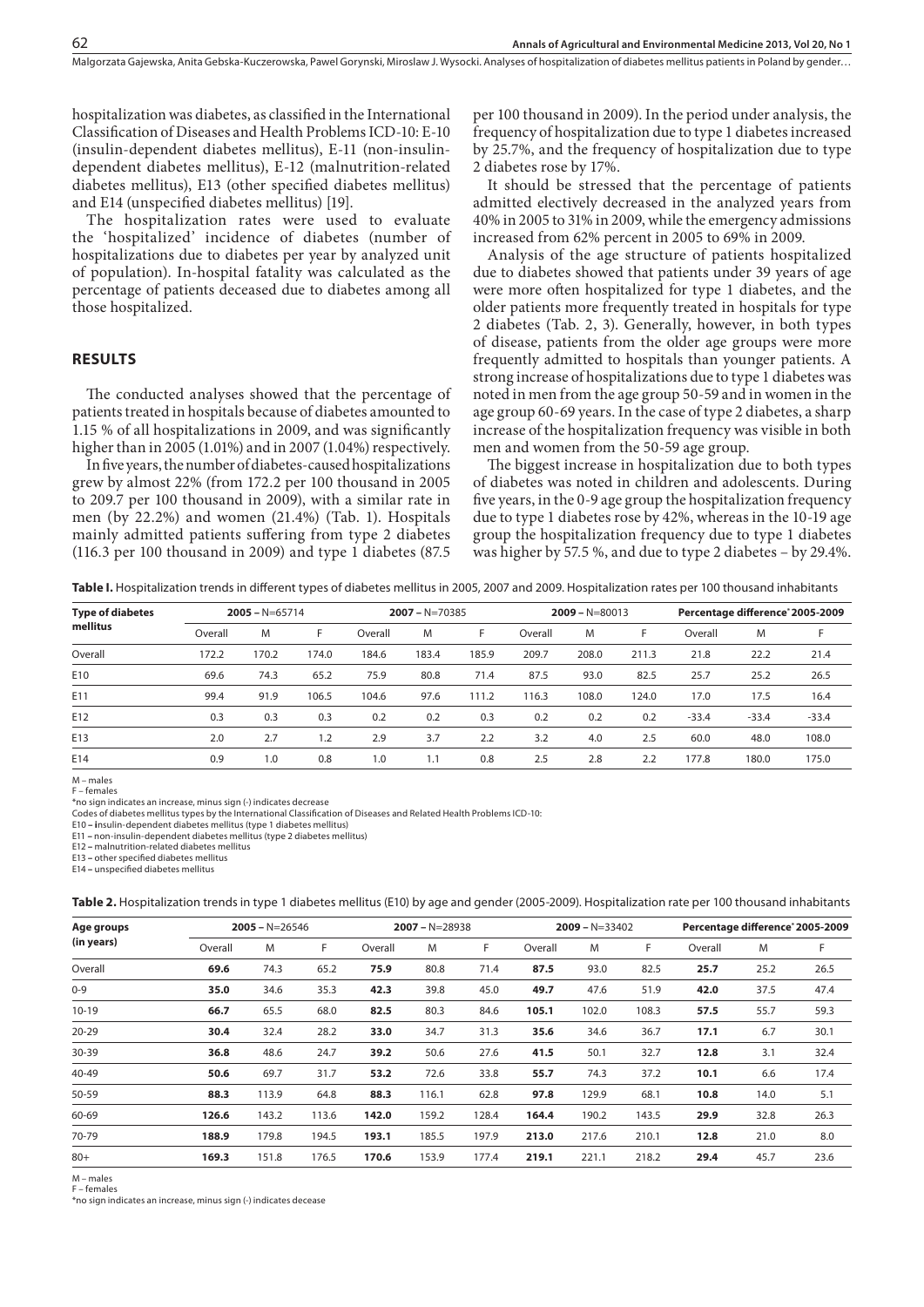hospitalization was diabetes, as classified in the International Classification of Diseases and Health Problems ICD-10: E-10 (insulin-dependent diabetes mellitus), E-11 (non-insulin-dependent diabetes mellitus), E-12 (malnutrition-related diabetes mellitus), E13 (other specified diabetes mellitus) and E14 (unspecified diabetes mellitus) [19].

The hospitalization rates were used to evaluate the 'hospitalized' incidence of diabetes (number of hospitalizations due to diabetes per year by analyzed unit of population). In-hospital fatality was calculated as the percentage of patients deceased due to diabetes among all those hospitalized.

## RESULTS

The conducted analyses showed that the percentage of patients treated in hospitals because of diabetes amounted to 1.15 % of all hospitalizations in 2009, and was significantly higher than in 2005 (1.01%) and in 2007 (1.04%) respectively.

In five years, the number of diabetes-caused hospitalizations grew by almost 22% (from 172.2 per 100 thousand in 2005 to 209.7 per 100 thousand in 2009), with a similar rate in men (by 22.2%) and women (21.4%) (Tab. 1). Hospitals mainly admitted patients suffering from type 2 diabetes (116.3 per 100 thousand in 2009) and type 1 diabetes (87.5 per 100 thousand in 2009). In the period under analysis, the frequency of hospitalization due to type 1 diabetes increased by 25.7%, and the frequency of hospitalization due to type 2 diabetes rose by 17%.

It should be stressed that the percentage of patients admitted electively decreased in the analyzed years from 40% in 2005 to 31% in 2009, while the emergency admissions increased from 62% percent in 2005 to 69% in 2009.

Analysis of the age structure of patients hospitalized due to diabetes showed that patients under 39 years of age were more often hospitalized for type 1 diabetes, and the older patients more frequently treated in hospitals for type 2 diabetes (Tab. 2, 3). Generally, however, in both types of disease, patients from the older age groups were more frequently admitted to hospitals than younger patients. A strong increase of hospitalizations due to type 1 diabetes was noted in men from the age group 50-59 and in women in the age group 60-69 years. In the case of type 2 diabetes, a sharp increase of the hospitalization frequency was visible in both men and women from the 50-59 age group.

The biggest increase in hospitalization due to both types of diabetes was noted in children and adolescents. During five years, in the 0-9 age group the hospitalization frequency due to type 1 diabetes rose by 42%, whereas in the 10-19 age group the hospitalization frequency due to type 1 diabetes was higher by 57.5 %, and due to type 2 diabetes – by 29.4%.

**Table I.** Hospitalization trends in different types of diabetes mellitus in 2005, 2007 and 2009. Hospitalization rates per 100 thousand inhabitants

| Type of diabetes mellitus | 2005 – N=65714 | | | 2007 – N=70385 | | | 2009 – N=80013 | | | Percentage difference* 2005-2009 | | |
|---|---|---|---|---|---|---|---|---|---|---|---|---|
| | Overall | M | F | Overall | M | F | Overall | M | F | Overall | M | F |
| Overall | 172.2 | 170.2 | 174.0 | 184.6 | 183.4 | 185.9 | 209.7 | 208.0 | 211.3 | 21.8 | 22.2 | 21.4 |
| E10 | 69.6 | 74.3 | 65.2 | 75.9 | 80.8 | 71.4 | 87.5 | 93.0 | 82.5 | 25.7 | 25.2 | 26.5 |
| E11 | 99.4 | 91.9 | 106.5 | 104.6 | 97.6 | 111.2 | 116.3 | 108.0 | 124.0 | 17.0 | 17.5 | 16.4 |
| E12 | 0.3 | 0.3 | 0.3 | 0.2 | 0.2 | 0.3 | 0.2 | 0.2 | 0.2 | -33.4 | -33.4 | -33.4 |
| E13 | 2.0 | 2.7 | 1.2 | 2.9 | 3.7 | 2.2 | 3.2 | 4.0 | 2.5 | 60.0 | 48.0 | 108.0 |
| E14 | 0.9 | 1.0 | 0.8 | 1.0 | 1.1 | 0.8 | 2.5 | 2.8 | 2.2 | 177.8 | 180.0 | 175.0 |

M – males
F – females
*no sign indicates an increase, minus sign (-) indicates decrease
Codes of diabetes mellitus types by the International Classification of Diseases and Related Health Problems ICD-10:
E10 – insulin-dependent diabetes mellitus (type 1 diabetes mellitus)
E11 – non-insulin-dependent diabetes mellitus (type 2 diabetes mellitus)
E12 – malnutrition-related diabetes mellitus
E13 – other specified diabetes mellitus
E14 – unspecified diabetes mellitus

**Table 2.** Hospitalization trends in type 1 diabetes mellitus (E10) by age and gender (2005-2009). Hospitalization rate per 100 thousand inhabitants

| Age groups (in years) | 2005 – N=26546 | | | 2007 – N=28938 | | | 2009 – N=33402 | | | Percentage difference* 2005-2009 | | |
|---|---|---|---|---|---|---|---|---|---|---|---|---|
| | Overall | M | F | Overall | M | F | Overall | M | F | Overall | M | F |
| Overall | **69.6** | 74.3 | 65.2 | **75.9** | 80.8 | 71.4 | **87.5** | 93.0 | 82.5 | **25.7** | 25.2 | 26.5 |
| 0-9 | **35.0** | 34.6 | 35.3 | **42.3** | 39.8 | 45.0 | **49.7** | 47.6 | 51.9 | **42.0** | 37.5 | 47.4 |
| 10-19 | **66.7** | 65.5 | 68.0 | **82.5** | 80.3 | 84.6 | **105.1** | 102.0 | 108.3 | **57.5** | 55.7 | 59.3 |
| 20-29 | **30.4** | 32.4 | 28.2 | **33.0** | 34.7 | 31.3 | **35.6** | 34.6 | 36.7 | **17.1** | 6.7 | 30.1 |
| 30-39 | **36.8** | 48.6 | 24.7 | **39.2** | 50.6 | 27.6 | **41.5** | 50.1 | 32.7 | **12.8** | 3.1 | 32.4 |
| 40-49 | **50.6** | 69.7 | 31.7 | **53.2** | 72.6 | 33.8 | **55.7** | 74.3 | 37.2 | **10.1** | 6.6 | 17.4 |
| 50-59 | **88.3** | 113.9 | 64.8 | **88.3** | 116.1 | 62.8 | **97.8** | 129.9 | 68.1 | **10.8** | 14.0 | 5.1 |
| 60-69 | **126.6** | 143.2 | 113.6 | **142.0** | 159.2 | 128.4 | **164.4** | 190.2 | 143.5 | **29.9** | 32.8 | 26.3 |
| 70-79 | **188.9** | 179.8 | 194.5 | **193.1** | 185.5 | 197.9 | **213.0** | 217.6 | 210.1 | **12.8** | 21.0 | 8.0 |
| 80+ | **169.3** | 151.8 | 176.5 | **170.6** | 153.9 | 177.4 | **219.1** | 221.1 | 218.2 | **29.4** | 45.7 | 23.6 |

M – males
F – females
*no sign indicates an increase, minus sign (-) indicates decease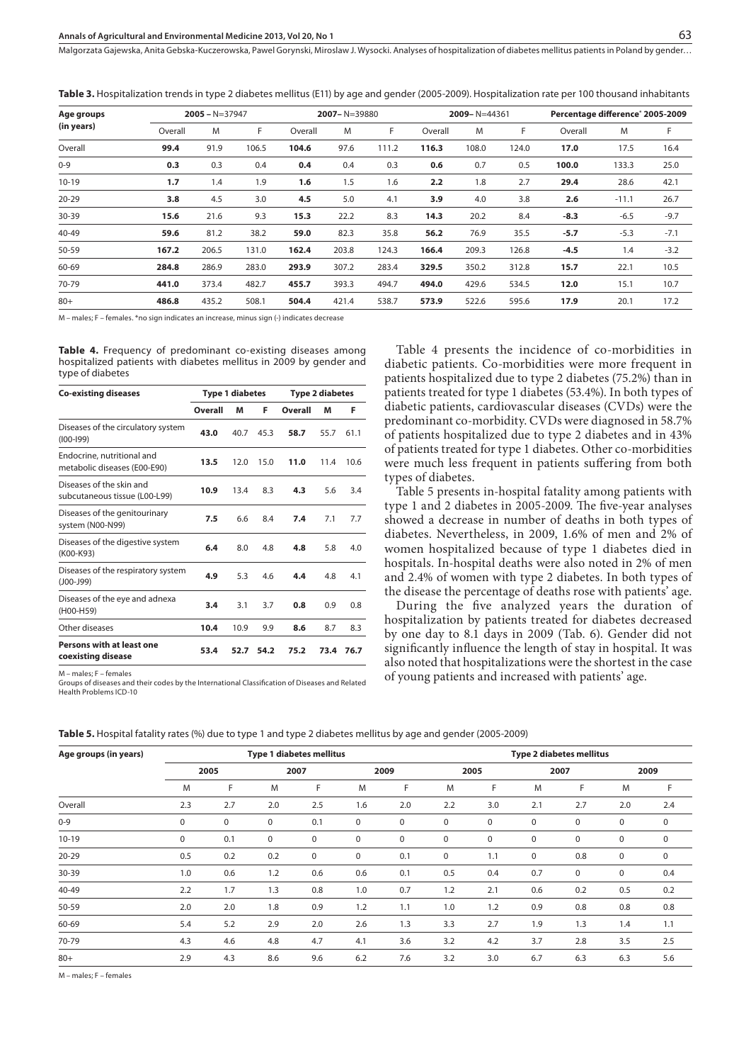**Table 3.** Hospitalization trends in type 2 diabetes mellitus (E11) by age and gender (2005-2009). Hospitalization rate per 100 thousand inhabitants

| Age groups (in years) | 2005 – N=37947 | | | 2007– N=39880 | | | 2009– N=44361 | | | Percentage difference* 2005-2009 | | |
|---|---|---|---|---|---|---|---|---|---|---|---|---|
| | Overall | M | F | Overall | M | F | Overall | M | F | Overall | M | F |
| Overall | **99.4** | 91.9 | 106.5 | **104.6** | 97.6 | 111.2 | **116.3** | 108.0 | 124.0 | **17.0** | 17.5 | 16.4 |
| 0-9 | **0.3** | 0.3 | 0.4 | **0.4** | 0.4 | 0.3 | **0.6** | 0.7 | 0.5 | **100.0** | 133.3 | 25.0 |
| 10-19 | **1.7** | 1.4 | 1.9 | **1.6** | 1.5 | 1.6 | **2.2** | 1.8 | 2.7 | **29.4** | 28.6 | 42.1 |
| 20-29 | **3.8** | 4.5 | 3.0 | **4.5** | 5.0 | 4.1 | **3.9** | 4.0 | 3.8 | **2.6** | -11.1 | 26.7 |
| 30-39 | **15.6** | 21.6 | 9.3 | **15.3** | 22.2 | 8.3 | **14.3** | 20.2 | 8.4 | **-8.3** | -6.5 | -9.7 |
| 40-49 | **59.6** | 81.2 | 38.2 | **59.0** | 82.3 | 35.8 | **56.2** | 76.9 | 35.5 | **-5.7** | -5.3 | -7.1 |
| 50-59 | **167.2** | 206.5 | 131.0 | **162.4** | 203.8 | 124.3 | **166.4** | 209.3 | 126.8 | **-4.5** | 1.4 | -3.2 |
| 60-69 | **284.8** | 286.9 | 283.0 | **293.9** | 307.2 | 283.4 | **329.5** | 350.2 | 312.8 | **15.7** | 22.1 | 10.5 |
| 70-79 | **441.0** | 373.4 | 482.7 | **455.7** | 393.3 | 494.7 | **494.0** | 429.6 | 534.5 | **12.0** | 15.1 | 10.7 |
| 80+ | **486.8** | 435.2 | 508.1 | **504.4** | 421.4 | 538.7 | **573.9** | 522.6 | 595.6 | **17.9** | 20.1 | 17.2 |

M – males; F – females. *no sign indicates an increase, minus sign (-) indicates decrease

**Table 4.** Frequency of predominant co-existing diseases among hospitalized patients with diabetes mellitus in 2009 by gender and type of diabetes

| Co-existing diseases | Type 1 diabetes | | | Type 2 diabetes | | |
|---|---|---|---|---|---|---|
| | Overall | M | F | Overall | M | F |
| Diseases of the circulatory system (I00-I99) | **43.0** | 40.7 | 45.3 | **58.7** | 55.7 | 61.1 |
| Endocrine, nutritional and metabolic diseases (E00-E90) | **13.5** | 12.0 | 15.0 | **11.0** | 11.4 | 10.6 |
| Diseases of the skin and subcutaneous tissue (L00-L99) | **10.9** | 13.4 | 8.3 | **4.3** | 5.6 | 3.4 |
| Diseases of the genitourinary system (N00-N99) | **7.5** | 6.6 | 8.4 | **7.4** | 7.1 | 7.7 |
| Diseases of the digestive system (K00-K93) | **6.4** | 8.0 | 4.8 | **4.8** | 5.8 | 4.0 |
| Diseases of the respiratory system (J00-J99) | **4.9** | 5.3 | 4.6 | **4.4** | 4.8 | 4.1 |
| Diseases of the eye and adnexa (H00-H59) | **3.4** | 3.1 | 3.7 | **0.8** | 0.9 | 0.8 |
| Other diseases | **10.4** | 10.9 | 9.9 | **8.6** | 8.7 | 8.3 |
| **Persons with at least one coexisting disease** | **53.4** | **52.7** | **54.2** | **75.2** | **73.4** | **76.7** |

M – males; F – females
Groups of diseases and their codes by the International Classification of Diseases and Related Health Problems ICD-10

Table 4 presents the incidence of co-morbidities in diabetic patients. Co-morbidities were more frequent in patients hospitalized due to type 2 diabetes (75.2%) than in patients treated for type 1 diabetes (53.4%). In both types of diabetic patients, cardiovascular diseases (CVDs) were the predominant co-morbidity. CVDs were diagnosed in 58.7% of patients hospitalized due to type 2 diabetes and in 43% of patients treated for type 1 diabetes. Other co-morbidities were much less frequent in patients suffering from both types of diabetes.

Table 5 presents in-hospital fatality among patients with type 1 and 2 diabetes in 2005-2009. The five-year analyses showed a decrease in number of deaths in both types of diabetes. Nevertheless, in 2009, 1.6% of men and 2% of women hospitalized because of type 1 diabetes died in hospitals. In-hospital deaths were also noted in 2% of men and 2.4% of women with type 2 diabetes. In both types of the disease the percentage of deaths rose with patients' age.

During the five analyzed years the duration of hospitalization by patients treated for diabetes decreased by one day to 8.1 days in 2009 (Tab. 6). Gender did not significantly influence the length of stay in hospital. It was also noted that hospitalizations were the shortest in the case of young patients and increased with patients' age.

**Table 5.** Hospital fatality rates (%) due to type 1 and type 2 diabetes mellitus by age and gender (2005-2009)

| Age groups (in years) | Type 1 diabetes mellitus | | | | | | Type 2 diabetes mellitus | | | | | |
|---|---|---|---|---|---|---|---|---|---|---|---|---|
| | 2005 | | 2007 | | 2009 | | 2005 | | 2007 | | 2009 | |
| | M | F | M | F | M | F | M | F | M | F | M | F |
| Overall | 2.3 | 2.7 | 2.0 | 2.5 | 1.6 | 2.0 | 2.2 | 3.0 | 2.1 | 2.7 | 2.0 | 2.4 |
| 0-9 | 0 | 0 | 0 | 0.1 | 0 | 0 | 0 | 0 | 0 | 0 | 0 | 0 |
| 10-19 | 0 | 0.1 | 0 | 0 | 0 | 0 | 0 | 0 | 0 | 0 | 0 | 0 |
| 20-29 | 0.5 | 0.2 | 0.2 | 0 | 0 | 0.1 | 0 | 1.1 | 0 | 0.8 | 0 | 0 |
| 30-39 | 1.0 | 0.6 | 1.2 | 0.6 | 0.6 | 0.1 | 0.5 | 0.4 | 0.7 | 0 | 0 | 0.4 |
| 40-49 | 2.2 | 1.7 | 1.3 | 0.8 | 1.0 | 0.7 | 1.2 | 2.1 | 0.6 | 0.2 | 0.5 | 0.2 |
| 50-59 | 2.0 | 2.0 | 1.8 | 0.9 | 1.2 | 1.1 | 1.0 | 1.2 | 0.9 | 0.8 | 0.8 | 0.8 |
| 60-69 | 5.4 | 5.2 | 2.9 | 2.0 | 2.6 | 1.3 | 3.3 | 2.7 | 1.9 | 1.3 | 1.4 | 1.1 |
| 70-79 | 4.3 | 4.6 | 4.8 | 4.7 | 4.1 | 3.6 | 3.2 | 4.2 | 3.7 | 2.8 | 3.5 | 2.5 |
| 80+ | 2.9 | 4.3 | 8.6 | 9.6 | 6.2 | 7.6 | 3.2 | 3.0 | 6.7 | 6.3 | 6.3 | 5.6 |

M – males; F – females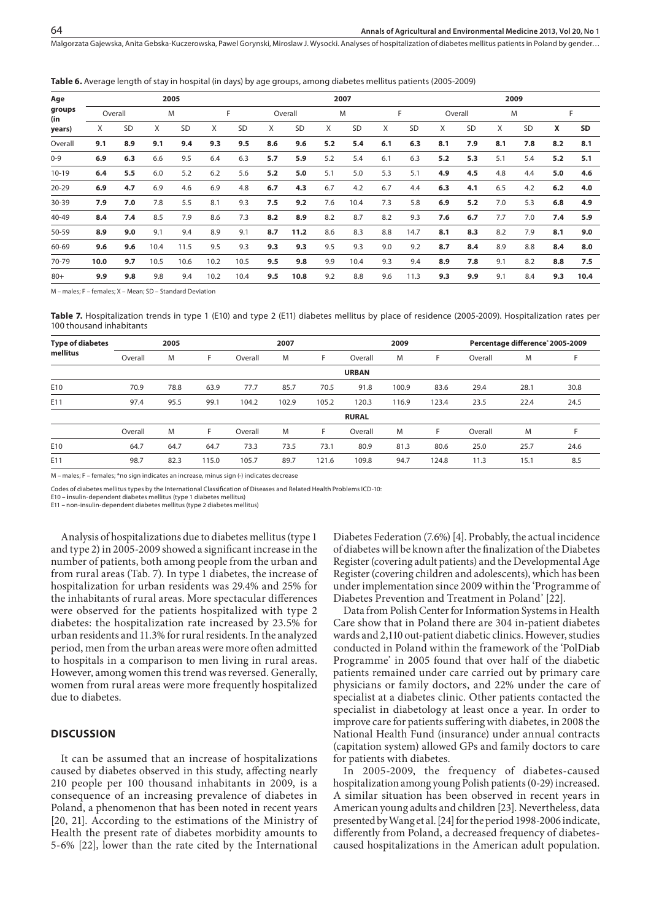**Table 6.** Average length of stay in hospital (in days) by age groups, among diabetes mellitus patients (2005-2009)

| Age groups (in years) | 2005 | | | | | | 2007 | | | | | | 2009 | | | | | |
|---|---|---|---|---|---|---|---|---|---|---|---|---|---|---|---|---|---|---|
| | Overall | | M | | F | | Overall | | M | | F | | Overall | | M | | F | |
| | X | SD | X | SD | X | SD | X | SD | X | SD | X | SD | X | SD | X | SD | **X** | **SD** |
| Overall | **9.1** | **8.9** | **9.1** | **9.4** | **9.3** | **9.5** | **8.6** | **9.6** | **5.2** | **5.4** | **6.1** | **6.3** | **8.1** | **7.9** | **8.1** | **7.8** | **8.2** | **8.1** |
| 0-9 | **6.9** | **6.3** | 6.6 | 9.5 | 6.4 | 6.3 | **5.7** | **5.9** | 5.2 | 5.4 | 6.1 | 6.3 | **5.2** | **5.3** | 5.1 | 5.4 | **5.2** | **5.1** |
| 10-19 | **6.4** | **5.5** | 6.0 | 5.2 | 6.2 | 5.6 | **5.2** | **5.0** | 5.1 | 5.0 | 5.3 | 5.1 | **4.9** | **4.5** | 4.8 | 4.4 | **5.0** | **4.6** |
| 20-29 | **6.9** | **4.7** | 6.9 | 4.6 | 6.9 | 4.8 | **6.7** | **4.3** | 6.7 | 4.2 | 6.7 | 4.4 | **6.3** | **4.1** | 6.5 | 4.2 | **6.2** | **4.0** |
| 30-39 | **7.9** | **7.0** | 7.8 | 5.5 | 8.1 | 9.3 | **7.5** | **9.2** | 7.6 | 10.4 | 7.3 | 5.8 | **6.9** | **5.2** | 7.0 | 5.3 | **6.8** | **4.9** |
| 40-49 | **8.4** | **7.4** | 8.5 | 7.9 | 8.6 | 7.3 | **8.2** | **8.9** | 8.2 | 8.7 | 8.2 | 9.3 | **7.6** | **6.7** | 7.7 | 7.0 | **7.4** | **5.9** |
| 50-59 | **8.9** | **9.0** | 9.1 | 9.4 | 8.9 | 9.1 | **8.7** | **11.2** | 8.6 | 8.3 | 8.8 | 14.7 | **8.1** | **8.3** | 8.2 | 7.9 | **8.1** | **9.0** |
| 60-69 | **9.6** | **9.6** | 10.4 | 11.5 | 9.5 | 9.3 | **9.3** | **9.3** | 9.5 | 9.3 | 9.0 | 9.2 | **8.7** | **8.4** | 8.9 | 8.8 | **8.4** | **8.0** |
| 70-79 | **10.0** | **9.7** | 10.5 | 10.6 | 10.2 | 10.5 | **9.5** | **9.8** | 9.9 | 10.4 | 9.3 | 9.4 | **8.9** | **7.8** | 9.1 | 8.2 | **8.8** | **7.5** |
| 80+ | **9.9** | **9.8** | 9.8 | 9.4 | 10.2 | 10.4 | **9.5** | **10.8** | 9.2 | 8.8 | 9.6 | 11.3 | **9.3** | **9.9** | 9.1 | 8.4 | **9.3** | **10.4** |

M – males; F – females; X – Mean; SD – Standard Deviation

**Table 7.** Hospitalization trends in type 1 (E10) and type 2 (E11) diabetes mellitus by place of residence (2005-2009). Hospitalization rates per 100 thousand inhabitants

| Type of diabetes mellitus | 2005 | | | 2007 | | | 2009 | | | Percentage difference* 2005-2009 | | |
|---|---|---|---|---|---|---|---|---|---|---|---|---|
| | Overall | M | F | Overall | M | F | Overall | M | F | Overall | M | F |
| | | | | | | | **URBAN** | | | | | |
| E10 | 70.9 | 78.8 | 63.9 | 77.7 | 85.7 | 70.5 | 91.8 | 100.9 | 83.6 | 29.4 | 28.1 | 30.8 |
| E11 | 97.4 | 95.5 | 99.1 | 104.2 | 102.9 | 105.2 | 120.3 | 116.9 | 123.4 | 23.5 | 22.4 | 24.5 |
| | | | | | | | **RURAL** | | | | | |
| | Overall | M | F | Overall | M | F | Overall | M | F | Overall | M | F |
| E10 | 64.7 | 64.7 | 64.7 | 73.3 | 73.5 | 73.1 | 80.9 | 81.3 | 80.6 | 25.0 | 25.7 | 24.6 |
| E11 | 98.7 | 82.3 | 115.0 | 105.7 | 89.7 | 121.6 | 109.8 | 94.7 | 124.8 | 11.3 | 15.1 | 8.5 |

M – males; F – females; *no sign indicates an increase, minus sign (-) indicates decrease

Codes of diabetes mellitus types by the International Classification of Diseases and Related Health Problems ICD-10:
E10 – insulin-dependent diabetes mellitus (type 1 diabetes mellitus)
E11 – non-insulin-dependent diabetes mellitus (type 2 diabetes mellitus)

Analysis of hospitalizations due to diabetes mellitus (type 1 and type 2) in 2005-2009 showed a significant increase in the number of patients, both among people from the urban and from rural areas (Tab. 7). In type 1 diabetes, the increase of hospitalization for urban residents was 29.4% and 25% for the inhabitants of rural areas. More spectacular differences were observed for the patients hospitalized with type 2 diabetes: the hospitalization rate increased by 23.5% for urban residents and 11.3% for rural residents. In the analyzed period, men from the urban areas were more often admitted to hospitals in a comparison to men living in rural areas. However, among women this trend was reversed. Generally, women from rural areas were more frequently hospitalized due to diabetes.

## DISCUSSION

It can be assumed that an increase of hospitalizations caused by diabetes observed in this study, affecting nearly 210 people per 100 thousand inhabitants in 2009, is a consequence of an increasing prevalence of diabetes in Poland, a phenomenon that has been noted in recent years [20, 21]. According to the estimations of the Ministry of Health the present rate of diabetes morbidity amounts to 5-6% [22], lower than the rate cited by the International Diabetes Federation (7.6%) [4]. Probably, the actual incidence of diabetes will be known after the finalization of the Diabetes Register (covering adult patients) and the Developmental Age Register (covering children and adolescents), which has been under implementation since 2009 within the 'Programme of Diabetes Prevention and Treatment in Poland' [22].

Data from Polish Center for Information Systems in Health Care show that in Poland there are 304 in-patient diabetes wards and 2,110 out-patient diabetic clinics. However, studies conducted in Poland within the framework of the 'PolDiab Programme' in 2005 found that over half of the diabetic patients remained under care carried out by primary care physicians or family doctors, and 22% under the care of specialist at a diabetes clinic. Other patients contacted the specialist in diabetology at least once a year. In order to improve care for patients suffering with diabetes, in 2008 the National Health Fund (insurance) under annual contracts (capitation system) allowed GPs and family doctors to care for patients with diabetes.

In 2005-2009, the frequency of diabetes-caused hospitalization among young Polish patients (0-29) increased. A similar situation has been observed in recent years in American young adults and children [23]. Nevertheless, data presented by Wang et al. [24] for the period 1998-2006 indicate, differently from Poland, a decreased frequency of diabetes-caused hospitalizations in the American adult population.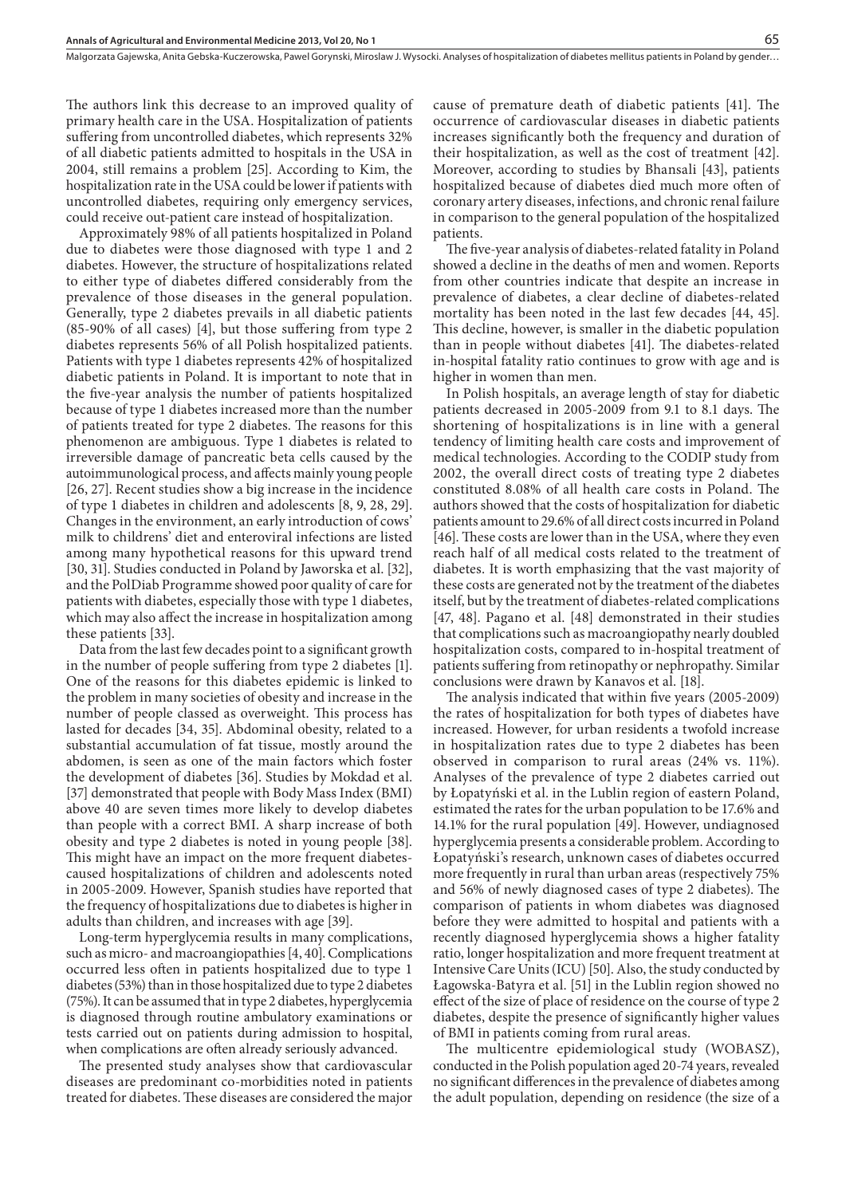The authors link this decrease to an improved quality of primary health care in the USA. Hospitalization of patients suffering from uncontrolled diabetes, which represents 32% of all diabetic patients admitted to hospitals in the USA in 2004, still remains a problem [25]. According to Kim, the hospitalization rate in the USA could be lower if patients with uncontrolled diabetes, requiring only emergency services, could receive out-patient care instead of hospitalization.

Approximately 98% of all patients hospitalized in Poland due to diabetes were those diagnosed with type 1 and 2 diabetes. However, the structure of hospitalizations related to either type of diabetes differed considerably from the prevalence of those diseases in the general population. Generally, type 2 diabetes prevails in all diabetic patients (85-90% of all cases) [4], but those suffering from type 2 diabetes represents 56% of all Polish hospitalized patients. Patients with type 1 diabetes represents 42% of hospitalized diabetic patients in Poland. It is important to note that in the five-year analysis the number of patients hospitalized because of type 1 diabetes increased more than the number of patients treated for type 2 diabetes. The reasons for this phenomenon are ambiguous. Type 1 diabetes is related to irreversible damage of pancreatic beta cells caused by the autoimmunological process, and affects mainly young people [26, 27]. Recent studies show a big increase in the incidence of type 1 diabetes in children and adolescents [8, 9, 28, 29]. Changes in the environment, an early introduction of cows' milk to childrens' diet and enteroviral infections are listed among many hypothetical reasons for this upward trend [30, 31]. Studies conducted in Poland by Jaworska et al. [32], and the PolDiab Programme showed poor quality of care for patients with diabetes, especially those with type 1 diabetes, which may also affect the increase in hospitalization among these patients [33].

Data from the last few decades point to a significant growth in the number of people suffering from type 2 diabetes [1]. One of the reasons for this diabetes epidemic is linked to the problem in many societies of obesity and increase in the number of people classed as overweight. This process has lasted for decades [34, 35]. Abdominal obesity, related to a substantial accumulation of fat tissue, mostly around the abdomen, is seen as one of the main factors which foster the development of diabetes [36]. Studies by Mokdad et al. [37] demonstrated that people with Body Mass Index (BMI) above 40 are seven times more likely to develop diabetes than people with a correct BMI. A sharp increase of both obesity and type 2 diabetes is noted in young people [38]. This might have an impact on the more frequent diabetes-caused hospitalizations of children and adolescents noted in 2005-2009. However, Spanish studies have reported that the frequency of hospitalizations due to diabetes is higher in adults than children, and increases with age [39].

Long-term hyperglycemia results in many complications, such as micro- and macroangiopathies [4, 40]. Complications occurred less often in patients hospitalized due to type 1 diabetes (53%) than in those hospitalized due to type 2 diabetes (75%). It can be assumed that in type 2 diabetes, hyperglycemia is diagnosed through routine ambulatory examinations or tests carried out on patients during admission to hospital, when complications are often already seriously advanced.

The presented study analyses show that cardiovascular diseases are predominant co-morbidities noted in patients treated for diabetes. These diseases are considered the major cause of premature death of diabetic patients [41]. The occurrence of cardiovascular diseases in diabetic patients increases significantly both the frequency and duration of their hospitalization, as well as the cost of treatment [42]. Moreover, according to studies by Bhansali [43], patients hospitalized because of diabetes died much more often of coronary artery diseases, infections, and chronic renal failure in comparison to the general population of the hospitalized patients.

The five-year analysis of diabetes-related fatality in Poland showed a decline in the deaths of men and women. Reports from other countries indicate that despite an increase in prevalence of diabetes, a clear decline of diabetes-related mortality has been noted in the last few decades [44, 45]. This decline, however, is smaller in the diabetic population than in people without diabetes [41]. The diabetes-related in-hospital fatality ratio continues to grow with age and is higher in women than men.

In Polish hospitals, an average length of stay for diabetic patients decreased in 2005-2009 from 9.1 to 8.1 days. The shortening of hospitalizations is in line with a general tendency of limiting health care costs and improvement of medical technologies. According to the CODIP study from 2002, the overall direct costs of treating type 2 diabetes constituted 8.08% of all health care costs in Poland. The authors showed that the costs of hospitalization for diabetic patients amount to 29.6% of all direct costs incurred in Poland [46]. These costs are lower than in the USA, where they even reach half of all medical costs related to the treatment of diabetes. It is worth emphasizing that the vast majority of these costs are generated not by the treatment of the diabetes itself, but by the treatment of diabetes-related complications [47, 48]. Pagano et al. [48] demonstrated in their studies that complications such as macroangiopathy nearly doubled hospitalization costs, compared to in-hospital treatment of patients suffering from retinopathy or nephropathy. Similar conclusions were drawn by Kanavos et al. [18].

The analysis indicated that within five years (2005-2009) the rates of hospitalization for both types of diabetes have increased. However, for urban residents a twofold increase in hospitalization rates due to type 2 diabetes has been observed in comparison to rural areas (24% vs. 11%). Analyses of the prevalence of type 2 diabetes carried out by Łopatyński et al. in the Lublin region of eastern Poland, estimated the rates for the urban population to be 17.6% and 14.1% for the rural population [49]. However, undiagnosed hyperglycemia presents a considerable problem. According to Łopatyński's research, unknown cases of diabetes occurred more frequently in rural than urban areas (respectively 75% and 56% of newly diagnosed cases of type 2 diabetes). The comparison of patients in whom diabetes was diagnosed before they were admitted to hospital and patients with a recently diagnosed hyperglycemia shows a higher fatality ratio, longer hospitalization and more frequent treatment at Intensive Care Units (ICU) [50]. Also, the study conducted by Łagowska-Batyra et al. [51] in the Lublin region showed no effect of the size of place of residence on the course of type 2 diabetes, despite the presence of significantly higher values of BMI in patients coming from rural areas.

The multicentre epidemiological study (WOBASZ), conducted in the Polish population aged 20-74 years, revealed no significant differences in the prevalence of diabetes among the adult population, depending on residence (the size of a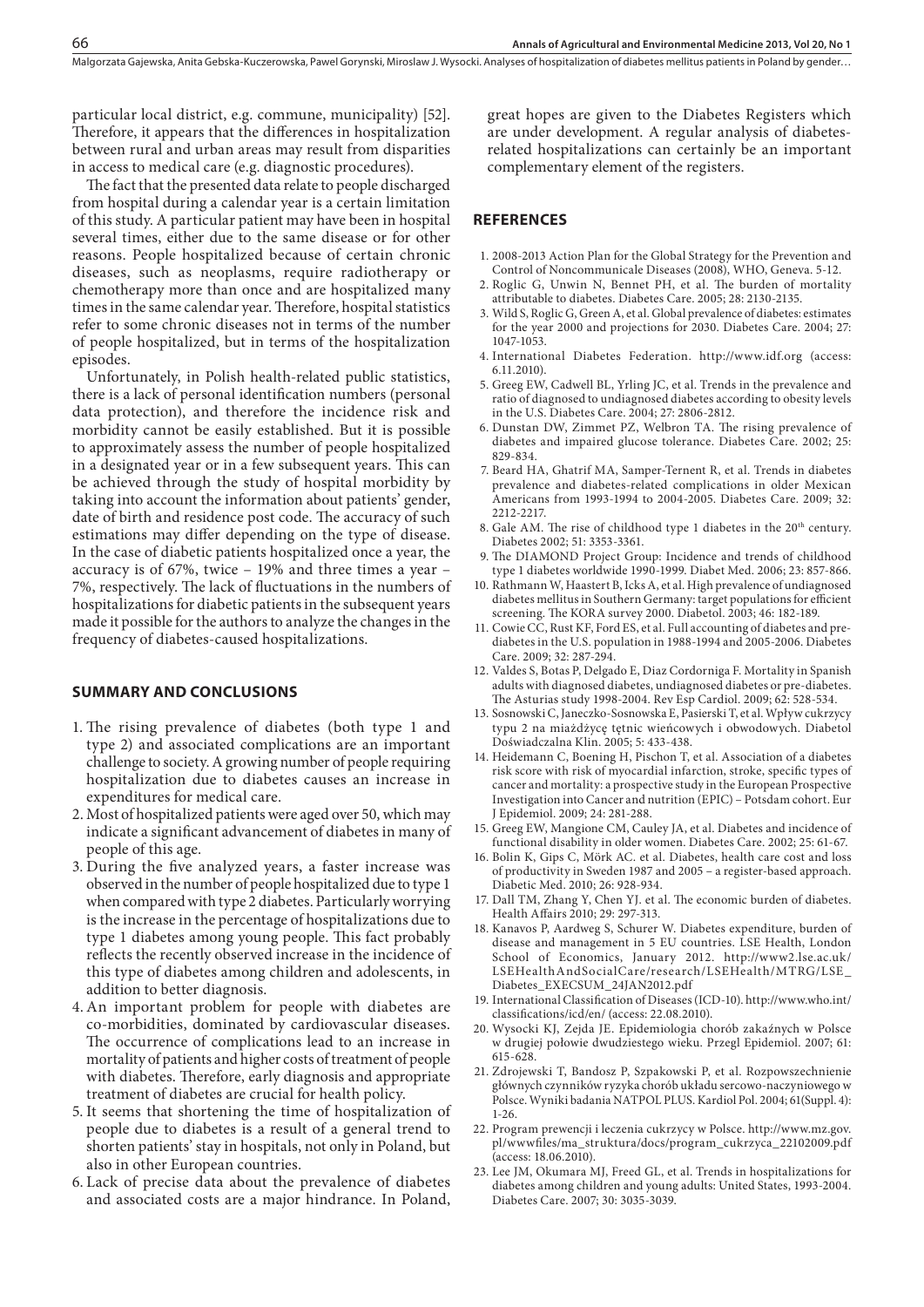particular local district, e.g. commune, municipality) [52]. Therefore, it appears that the differences in hospitalization between rural and urban areas may result from disparities in access to medical care (e.g. diagnostic procedures).

The fact that the presented data relate to people discharged from hospital during a calendar year is a certain limitation of this study. A particular patient may have been in hospital several times, either due to the same disease or for other reasons. People hospitalized because of certain chronic diseases, such as neoplasms, require radiotherapy or chemotherapy more than once and are hospitalized many times in the same calendar year. Therefore, hospital statistics refer to some chronic diseases not in terms of the number of people hospitalized, but in terms of the hospitalization episodes.

Unfortunately, in Polish health-related public statistics, there is a lack of personal identification numbers (personal data protection), and therefore the incidence risk and morbidity cannot be easily established. But it is possible to approximately assess the number of people hospitalized in a designated year or in a few subsequent years. This can be achieved through the study of hospital morbidity by taking into account the information about patients' gender, date of birth and residence post code. The accuracy of such estimations may differ depending on the type of disease. In the case of diabetic patients hospitalized once a year, the accuracy is of 67%, twice – 19% and three times a year – 7%, respectively. The lack of fluctuations in the numbers of hospitalizations for diabetic patients in the subsequent years made it possible for the authors to analyze the changes in the frequency of diabetes-caused hospitalizations.

## SUMMARY AND CONCLUSIONS

1. The rising prevalence of diabetes (both type 1 and type 2) and associated complications are an important challenge to society. A growing number of people requiring hospitalization due to diabetes causes an increase in expenditures for medical care.
2. Most of hospitalized patients were aged over 50, which may indicate a significant advancement of diabetes in many of people of this age.
3. During the five analyzed years, a faster increase was observed in the number of people hospitalized due to type 1 when compared with type 2 diabetes. Particularly worrying is the increase in the percentage of hospitalizations due to type 1 diabetes among young people. This fact probably reflects the recently observed increase in the incidence of this type of diabetes among children and adolescents, in addition to better diagnosis.
4. An important problem for people with diabetes are co-morbidities, dominated by cardiovascular diseases. The occurrence of complications lead to an increase in mortality of patients and higher costs of treatment of people with diabetes. Therefore, early diagnosis and appropriate treatment of diabetes are crucial for health policy.
5. It seems that shortening the time of hospitalization of people due to diabetes is a result of a general trend to shorten patients' stay in hospitals, not only in Poland, but also in other European countries.
6. Lack of precise data about the prevalence of diabetes and associated costs are a major hindrance. In Poland, great hopes are given to the Diabetes Registers which are under development. A regular analysis of diabetes-related hospitalizations can certainly be an important complementary element of the registers.

## REFERENCES

1. 2008-2013 Action Plan for the Global Strategy for the Prevention and Control of Noncommunicale Diseases (2008), WHO, Geneva. 5-12.
2. Roglic G, Unwin N, Bennet PH, et al. The burden of mortality attributable to diabetes. Diabetes Care. 2005; 28: 2130-2135.
3. Wild S, Roglic G, Green A, et al. Global prevalence of diabetes: estimates for the year 2000 and projections for 2030. Diabetes Care. 2004; 27: 1047-1053.
4. International Diabetes Federation. http://www.idf.org (access: 6.11.2010).
5. Greeg EW, Cadwell BL, Yrling JC, et al. Trends in the prevalence and ratio of diagnosed to undiagnosed diabetes according to obesity levels in the U.S. Diabetes Care. 2004; 27: 2806-2812.
6. Dunstan DW, Zimmet PZ, Welbron TA. The rising prevalence of diabetes and impaired glucose tolerance. Diabetes Care. 2002; 25: 829-834.
7. Beard HA, Ghatrif MA, Samper-Ternent R, et al. Trends in diabetes prevalence and diabetes-related complications in older Mexican Americans from 1993-1994 to 2004-2005. Diabetes Care. 2009; 32: 2212-2217.
8. Gale AM. The rise of childhood type 1 diabetes in the 20th century. Diabetes 2002; 51: 3353-3361.
9. The DIAMOND Project Group: Incidence and trends of childhood type 1 diabetes worldwide 1990-1999. Diabet Med. 2006; 23: 857-866.
10. Rathmann W, Haastert B, Icks A, et al. High prevalence of undiagnosed diabetes mellitus in Southern Germany: target populations for efficient screening. The KORA survey 2000. Diabetol. 2003; 46: 182-189.
11. Cowie CC, Rust KF, Ford ES, et al. Full accounting of diabetes and pre-diabetes in the U.S. population in 1988-1994 and 2005-2006. Diabetes Care. 2009; 32: 287-294.
12. Valdes S, Botas P, Delgado E, Diaz Cordorniga F. Mortality in Spanish adults with diagnosed diabetes, undiagnosed diabetes or pre-diabetes. The Asturias study 1998-2004. Rev Esp Cardiol. 2009; 62: 528-534.
13. Sosnowski C, Janeczko-Sosnowska E, Pasierski T, et al. Wpływ cukrzycy typu 2 na miażdżycę tętnic wieńcowych i obwodowych. Diabetol Doświadczalna Klin. 2005; 5: 433-438.
14. Heidemann C, Boening H, Pischon T, et al. Association of a diabetes risk score with risk of myocardial infarction, stroke, specific types of cancer and mortality: a prospective study in the European Prospective Investigation into Cancer and nutrition (EPIC) – Potsdam cohort. Eur J Epidemiol. 2009; 24: 281-288.
15. Greeg EW, Mangione CM, Cauley JA, et al. Diabetes and incidence of functional disability in older women. Diabetes Care. 2002; 25: 61-67.
16. Bolin K, Gips C, Mörk AC. et al. Diabetes, health care cost and loss of productivity in Sweden 1987 and 2005 – a register-based approach. Diabetic Med. 2010; 26: 928-934.
17. Dall TM, Zhang Y, Chen YJ. et al. The economic burden of diabetes. Health Affairs 2010; 29: 297-313.
18. Kanavos P, Aardweg S, Schurer W. Diabetes expenditure, burden of disease and management in 5 EU countries. LSE Health, London School of Economics, January 2012. http://www2.lse.ac.uk/LSEHealthAndSocialCare/research/LSEHealth/MTRG/LSE_Diabetes_EXECSUM_24JAN2012.pdf
19. International Classification of Diseases (ICD-10). http://www.who.int/classifications/icd/en/ (access: 22.08.2010).
20. Wysocki KJ, Zejda JE. Epidemiologia chorób zakaźnych w Polsce w drugiej połowie dwudziestego wieku. Przegl Epidemiol. 2007; 61: 615-628.
21. Zdrojewski T, Bandosz P, Szpakowski P, et al. Rozpowszechnienie głównych czynników ryzyka chorób układu sercowo-naczyniowego w Polsce. Wyniki badania NATPOL PLUS. Kardiol Pol. 2004; 61(Suppl. 4): 1-26.
22. Program prewencji i leczenia cukrzycy w Polsce. http://www.mz.gov.pl/wwwfiles/ma_struktura/docs/program_cukrzyca_22102009.pdf (access: 18.06.2010).
23. Lee JM, Okumara MJ, Freed GL, et al. Trends in hospitalizations for diabetes among children and young adults: United States, 1993-2004. Diabetes Care. 2007; 30: 3035-3039.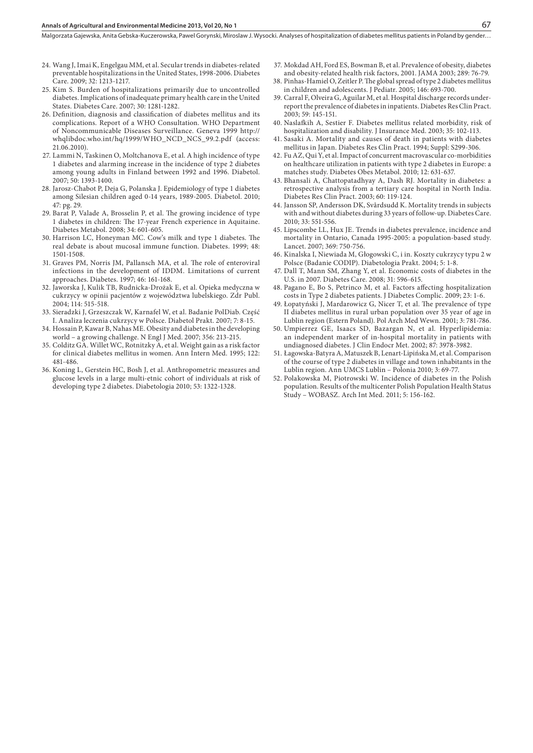24. Wang J, Imai K, Engelgau MM, et al. Secular trends in diabetes-related preventable hospitalizations in the United States, 1998-2006. Diabetes Care. 2009; 32: 1213-1217.
25. Kim S. Burden of hospitalizations primarily due to uncontrolled diabetes. Implications of inadequate primary health care in the United States. Diabetes Care. 2007; 30: 1281-1282.
26. Definition, diagnosis and classification of diabetes mellitus and its complications. Report of a WHO Consultation. WHO Department of Noncommunicable Diseases Surveillance. Geneva 1999 http://whqlibdoc.who.int/hq/1999/WHO_NCD_NCS_99.2.pdf (access: 21.06.2010).
27. Lammi N, Taskinen O, Moltchanova E, et al. A high incidence of type 1 diabetes and alarming increase in the incidence of type 2 diabetes among young adults in Finland between 1992 and 1996. Diabetol. 2007; 50: 1393-1400.
28. Jarosz-Chabot P, Deja G, Polanska J. Epidemiology of type 1 diabetes among Silesian children aged 0-14 years, 1989-2005. Diabetol. 2010; 47: pg. 29.
29. Barat P, Valade A, Brosselin P, et al. The growing incidence of type 1 diabetes in children: The 17-year French experience in Aquitaine. Diabetes Metabol. 2008; 34: 601-605.
30. Harrison LC, Honeyman MC. Cow's milk and type 1 diabetes. The real debate is about mucosal immune function. Diabetes. 1999; 48: 1501-1508.
31. Graves PM, Norris JM, Pallansch MA, et al. The role of enteroviral infections in the development of IDDM. Limitations of current approaches. Diabetes. 1997; 46: 161-168.
32. Jaworska J, Kulik TB, Rudnicka-Drożak E, et al. Opieka medyczna w cukrzycy w opinii pacjentów z województwa lubelskiego. Zdr Publ. 2004; 114: 515-518.
33. Sieradzki J, Grzeszczak W, Karnafel W, et al. Badanie PolDiab. Część I. Analiza leczenia cukrzycy w Polsce. Diabetol Prakt. 2007; 7: 8-15.
34. Hossain P, Kawar B, Nahas ME. Obesity and diabetes in the developing world – a growing challenge. N Engl J Med. 2007; 356: 213-215.
35. Colditz GA. Willet WC, Rotnitzky A, et al. Weight gain as a risk factor for clinical diabetes mellitus in women. Ann Intern Med. 1995; 122: 481-486.
36. Koning L, Gerstein HC, Bosh J, et al. Anthropometric measures and glucose levels in a large multi-etnic cohort of individuals at risk of developing type 2 diabetes. Diabetologia 2010; 53: 1322-1328.
37. Mokdad AH, Ford ES, Bowman B, et al. Prevalence of obesity, diabetes and obesity-related health risk factors, 2001. JAMA 2003; 289: 76-79.
38. Pinhas-Hamiel O, Zeitler P. The global spread of type 2 diabetes mellitus in children and adolescents. J Pediatr. 2005; 146: 693-700.
39. Carral F, Olveira G, Aguilar M, et al. Hospital discharge records under-report the prevalence of diabetes in inpatients. Diabetes Res Clin Pract. 2003; 59: 145-151.
40. Naslafkih A, Sestier F. Diabetes mellitus related morbidity, risk of hospitalization and disability. J Insurance Med. 2003; 35: 102-113.
41. Sasaki A. Mortality and causes of death in patients with diabetes mellitus in Japan. Diabetes Res Clin Pract. 1994; Suppl: S299-306.
42. Fu AZ, Qui Y, et al. Impact of concurrent macrovascular co-morbidities on healthcare utilization in patients with type 2 diabetes in Europe: a matches study. Diabetes Obes Metabol. 2010; 12: 631-637.
43. Bhansali A, Chattopatadhyay A, Dash RJ. Mortality in diabetes: a retrospective analysis from a tertiary care hospital in North India. Diabetes Res Clin Pract. 2003; 60: 119-124.
44. Jansson SP, Andersson DK, Svärdsudd K. Mortality trends in subjects with and without diabetes during 33 years of follow-up. Diabetes Care. 2010; 33: 551-556.
45. Lipscombe LL, Hux JE. Trends in diabetes prevalence, incidence and mortality in Ontario, Canada 1995-2005: a population-based study. Lancet. 2007; 369: 750-756.
46. Kinalska I, Niewiada M, Głogowski C, i in. Koszty cukrzycy typu 2 w Polsce (Badanie CODIP). Diabetologia Prakt. 2004; 5: 1-8.
47. Dall T, Mann SM, Zhang Y, et al. Economic costs of diabetes in the U.S. in 2007. Diabetes Care. 2008; 31: 596-615.
48. Pagano E, Bo S, Petrinco M, et al. Factors affecting hospitalization costs in Type 2 diabetes patients. J Diabetes Complic. 2009; 23: 1-6.
49. Łopatyński J, Mardarowicz G, Nicer T, et al. The prevalence of type II diabetes mellitus in rural urban population over 35 year of age in Lublin region (Estern Poland). Pol Arch Med Wewn. 2001; 3: 781-786.
50. Umpierrez GE, Isaacs SD, Bazargan N, et al. Hyperlipidemia: an independent marker of in-hospital mortality in patients with undiagnosed diabetes. J Clin Endocr Met. 2002; 87: 3978-3982.
51. Łagowska-Batyra A, Matuszek B, Lenart-Lipińska M, et al. Comparison of the course of type 2 diabetes in village and town inhabitants in the Lublin region. Ann UMCS Lublin – Polonia 2010; 3: 69-77.
52. Polakowska M, Piotrowski W. Incidence of diabetes in the Polish population. Results of the multicenter Polish Population Health Status Study – WOBASZ. Arch Int Med. 2011; 5: 156-162.